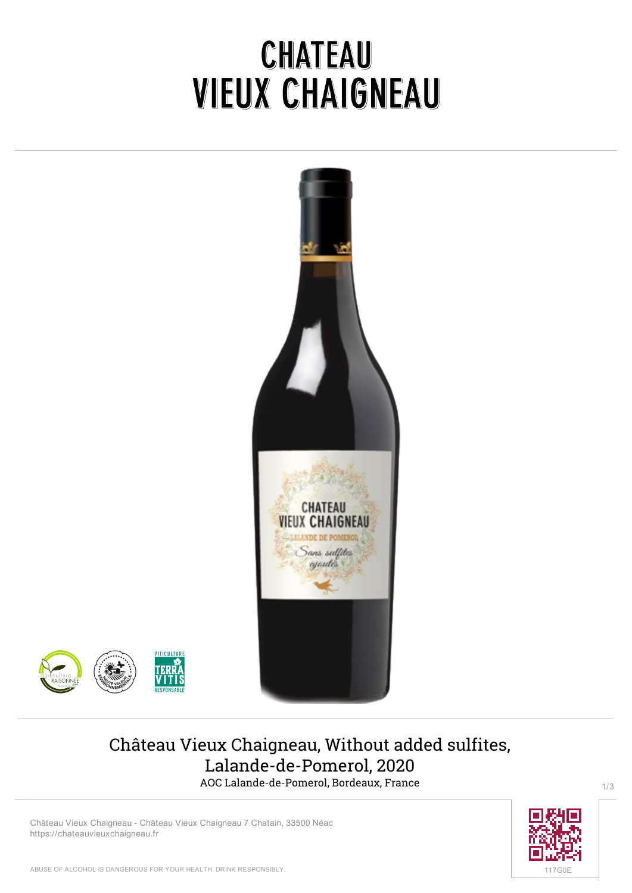# CHATEAU VIEUX CHAIGNEAU

## Château Vieux Chaigneau, Without added sulfites, Lalande-de-Pomerol, 2020

AOC Lalande-de-Pomerol, Bordeaux, France

Château Vieux Chaigneau - Château Vieux Chaigneau 7 Chatain, 33500 Néac
https://chateauvieuxchaigneau.fr

ABUSE OF ALCOHOL IS DANGEROUS FOR YOUR HEALTH. DRINK RESPONSIBLY.

117G0E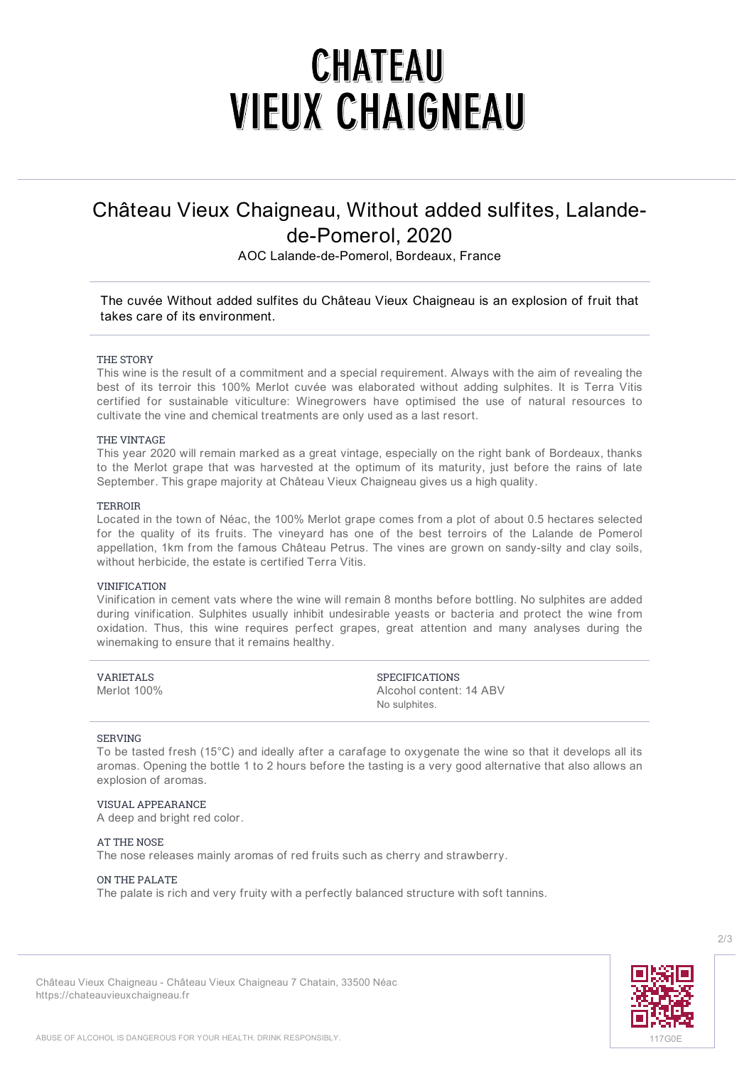# CHATEAU VIEUX CHAIGNEAU

## Château Vieux Chaigneau, Without added sulfites, Lalande-de-Pomerol, 2020

AOC Lalande-de-Pomerol, Bordeaux, France

The cuvée Without added sulfites du Château Vieux Chaigneau is an explosion of fruit that takes care of its environment.

### THE STORY

This wine is the result of a commitment and a special requirement. Always with the aim of revealing the best of its terroir this 100% Merlot cuvée was elaborated without adding sulphites. It is Terra Vitis certified for sustainable viticulture: Winegrowers have optimised the use of natural resources to cultivate the vine and chemical treatments are only used as a last resort.

### THE VINTAGE

This year 2020 will remain marked as a great vintage, especially on the right bank of Bordeaux, thanks to the Merlot grape that was harvested at the optimum of its maturity, just before the rains of late September. This grape majority at Château Vieux Chaigneau gives us a high quality.

### TERROIR

Located in the town of Néac, the 100% Merlot grape comes from a plot of about 0.5 hectares selected for the quality of its fruits. The vineyard has one of the best terroirs of the Lalande de Pomerol appellation, 1km from the famous Château Petrus. The vines are grown on sandy-silty and clay soils, without herbicide, the estate is certified Terra Vitis.

### VINIFICATION

Vinification in cement vats where the wine will remain 8 months before bottling. No sulphites are added during vinification. Sulphites usually inhibit undesirable yeasts or bacteria and protect the wine from oxidation. Thus, this wine requires perfect grapes, great attention and many analyses during the winemaking to ensure that it remains healthy.

### VARIETALS

Merlot 100%

### SPECIFICATIONS

Alcohol content: 14 ABV
No sulphites.

### SERVING

To be tasted fresh (15°C) and ideally after a carafage to oxygenate the wine so that it develops all its aromas. Opening the bottle 1 to 2 hours before the tasting is a very good alternative that also allows an explosion of aromas.

### VISUAL APPEARANCE

A deep and bright red color.

### AT THE NOSE

The nose releases mainly aromas of red fruits such as cherry and strawberry.

### ON THE PALATE

The palate is rich and very fruity with a perfectly balanced structure with soft tannins.

Château Vieux Chaigneau - Château Vieux Chaigneau 7 Chatain, 33500 Néac
https://chateauvieuxchaigneau.fr

117G0E

ABUSE OF ALCOHOL IS DANGEROUS FOR YOUR HEALTH. DRINK RESPONSIBLY.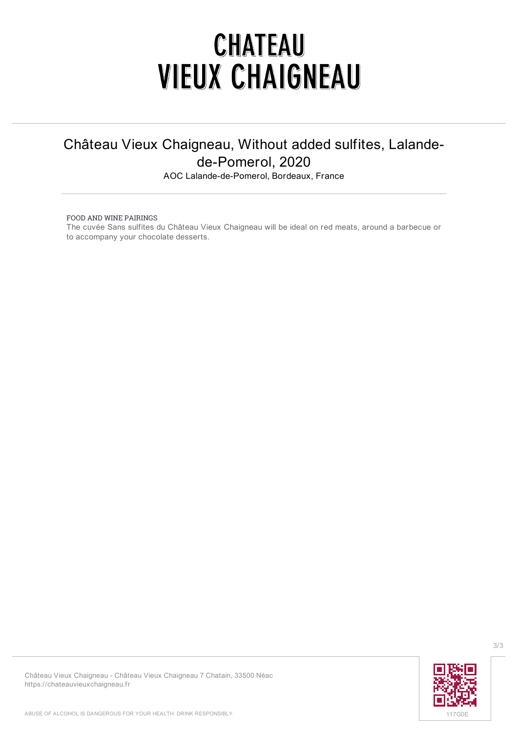# CHATEAU VIEUX CHAIGNEAU

## Château Vieux Chaigneau, Without added sulfites, Lalande-de-Pomerol, 2020

AOC Lalande-de-Pomerol, Bordeaux, France

FOOD AND WINE PAIRINGS

The cuvée Sans sulfites du Château Vieux Chaigneau will be ideal on red meats, around a barbecue or to accompany your chocolate desserts.

Château Vieux Chaigneau - Château Vieux Chaigneau 7 Chatain, 33500 Néac
https://chateauvieuxchaigneau.fr

ABUSE OF ALCOHOL IS DANGEROUS FOR YOUR HEALTH. DRINK RESPONSIBLY.

117G0E